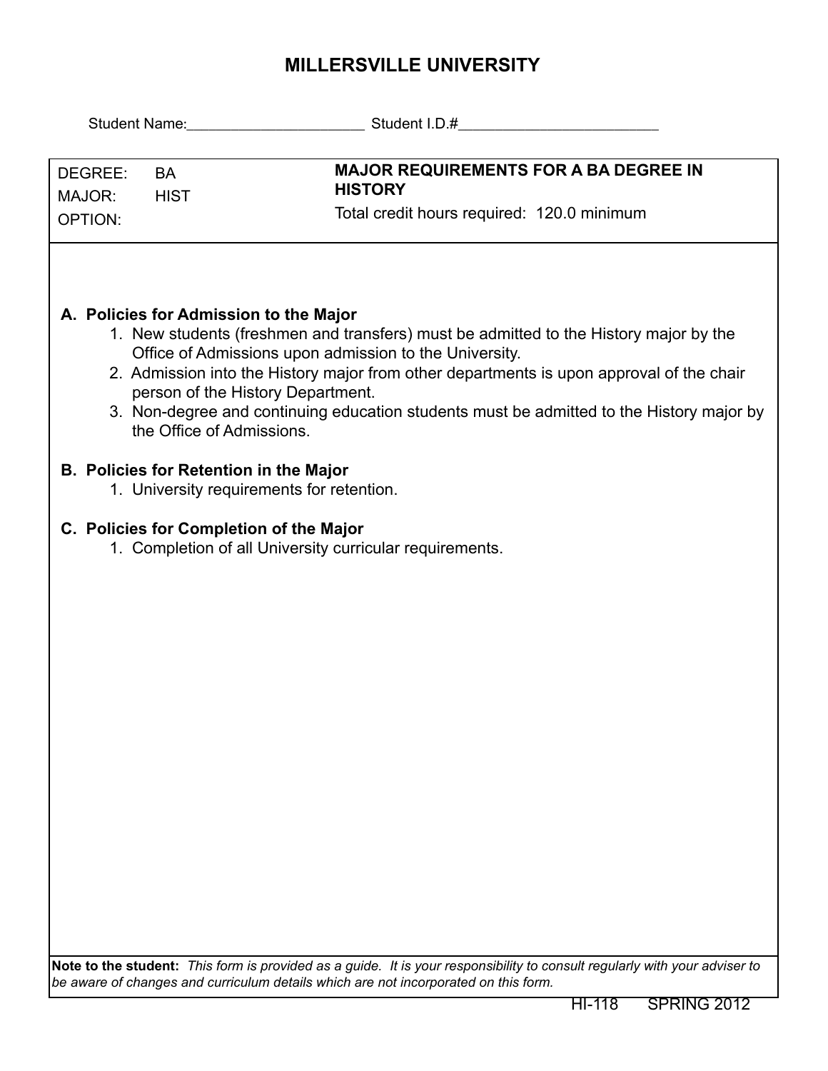# MILLERSVILLE UNIVERSITY

Student Name:______________________ Student I.D.#_________________________

| DEGREE: BA<br>MAJOR: HIST<br>OPTION: | **MAJOR REQUIREMENTS FOR A BA DEGREE IN HISTORY**<br>Total credit hours required: 120.0 minimum |
|---|---|

**A. Policies for Admission to the Major**

1. New students (freshmen and transfers) must be admitted to the History major by the Office of Admissions upon admission to the University.
2. Admission into the History major from other departments is upon approval of the chair person of the History Department.
3. Non-degree and continuing education students must be admitted to the History major by the Office of Admissions.

**B. Policies for Retention in the Major**

1. University requirements for retention.

**C. Policies for Completion of the Major**

1. Completion of all University curricular requirements.

**Note to the student:** *This form is provided as a guide. It is your responsibility to consult regularly with your adviser to be aware of changes and curriculum details which are not incorporated on this form.*

HI-118 SPRING 2012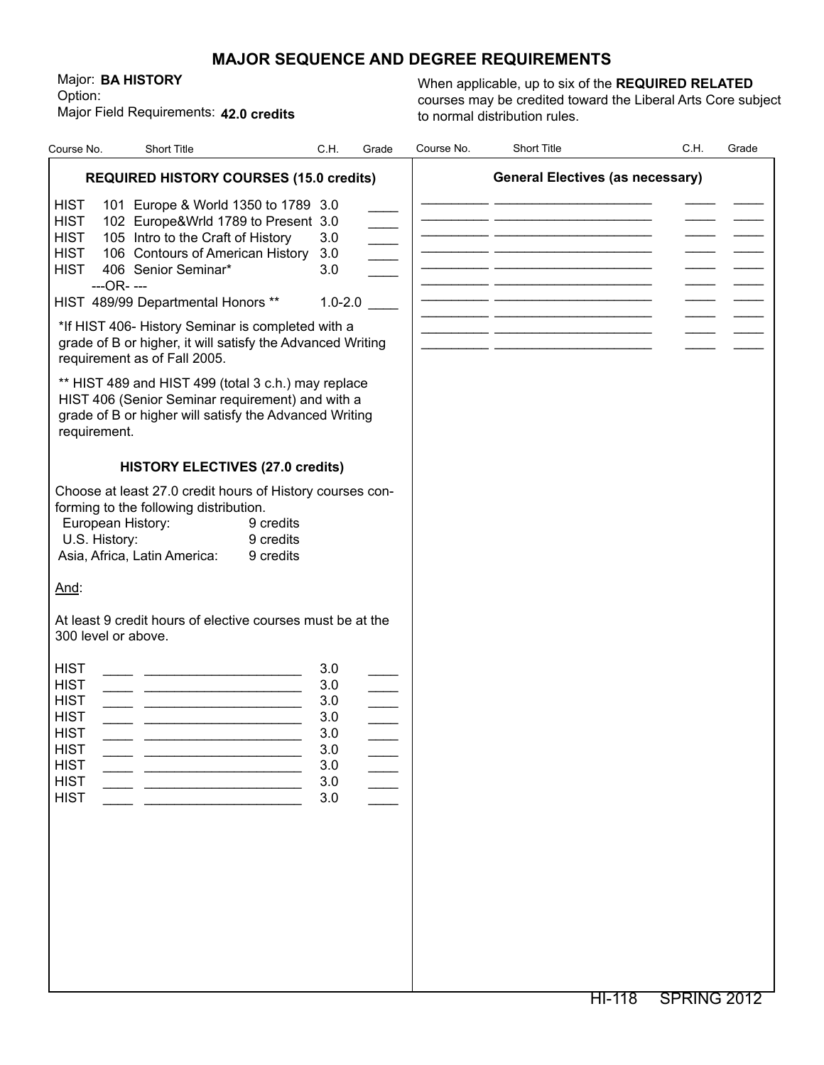# MAJOR SEQUENCE AND DEGREE REQUIREMENTS

Major: **BA HISTORY**
Option:
Major Field Requirements: **42.0 credits**

When applicable, up to six of the **REQUIRED RELATED** courses may be credited toward the Liberal Arts Core subject to normal distribution rules.

## REQUIRED HISTORY COURSES (15.0 credits)

| Course No. | Short Title | C.H. | Grade |
|---|---|---|---|
| HIST 101 | Europe & World 1350 to 1789 | 3.0 | ____ |
| HIST 102 | Europe&Wrld 1789 to Present | 3.0 | ____ |
| HIST 105 | Intro to the Craft of History | 3.0 | ____ |
| HIST 106 | Contours of American History | 3.0 | ____ |
| HIST 406 | Senior Seminar* | 3.0 | ____ |
| ---OR- --- | | | |
| HIST 489/99 | Departmental Honors ** | 1.0-2.0 | ____ |

*If HIST 406- History Seminar is completed with a grade of B or higher, it will satisfy the Advanced Writing requirement as of Fall 2005.

** HIST 489 and HIST 499 (total 3 c.h.) may replace HIST 406 (Senior Seminar requirement) and with a grade of B or higher will satisfy the Advanced Writing requirement.

## HISTORY ELECTIVES (27.0 credits)

Choose at least 27.0 credit hours of History courses conforming to the following distribution.

- European History: 9 credits
- U.S. History: 9 credits
- Asia, Africa, Latin America: 9 credits

And:

At least 9 credit hours of elective courses must be at the 300 level or above.

| Course No. | Short Title | C.H. | Grade |
|---|---|---|---|
| HIST ____ | ____________________ | 3.0 | ____ |
| HIST ____ | ____________________ | 3.0 | ____ |
| HIST ____ | ____________________ | 3.0 | ____ |
| HIST ____ | ____________________ | 3.0 | ____ |
| HIST ____ | ____________________ | 3.0 | ____ |
| HIST ____ | ____________________ | 3.0 | ____ |
| HIST ____ | ____________________ | 3.0 | ____ |
| HIST ____ | ____________________ | 3.0 | ____ |
| HIST ____ | ____________________ | 3.0 | ____ |

## General Electives (as necessary)

| Course No. | Short Title | C.H. | Grade |
|---|---|---|---|
| ________ | ____________________ | ____ | ____ |
| ________ | ____________________ | ____ | ____ |
| ________ | ____________________ | ____ | ____ |
| ________ | ____________________ | ____ | ____ |
| ________ | ____________________ | ____ | ____ |
| ________ | ____________________ | ____ | ____ |
| ________ | ____________________ | ____ | ____ |
| ________ | ____________________ | ____ | ____ |
| ________ | ____________________ | ____ | ____ |

HI-118 SPRING 2012